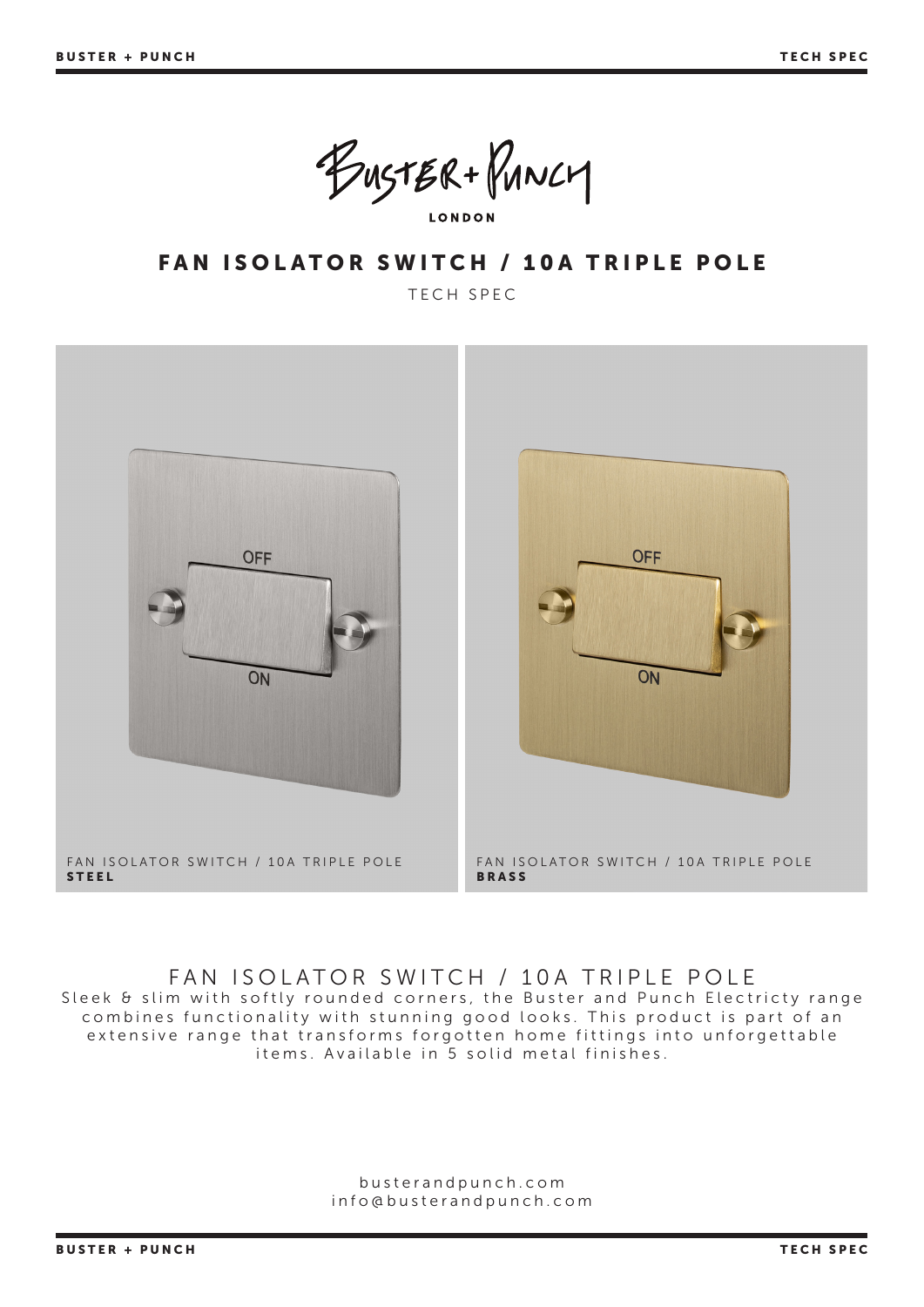BUSTER + PUNCH

LONDON

# FAN ISOLATOR SWITCH / 10A TRIPLE POLE

TECH SPEC

FAN ISOLATOR SWITCH / 10A TRIPLE POLE
**STEEL**

FAN ISOLATOR SWITCH / 10A TRIPLE POLE
**BRASS**

## FAN ISOLATOR SWITCH / 10A TRIPLE POLE

Sleek & slim with softly rounded corners, the Buster and Punch Electricty range combines functionality with stunning good looks. This product is part of an extensive range that transforms forgotten home fittings into unforgettable items. Available in 5 solid metal finishes.

busterandpunch.com
info@busterandpunch.com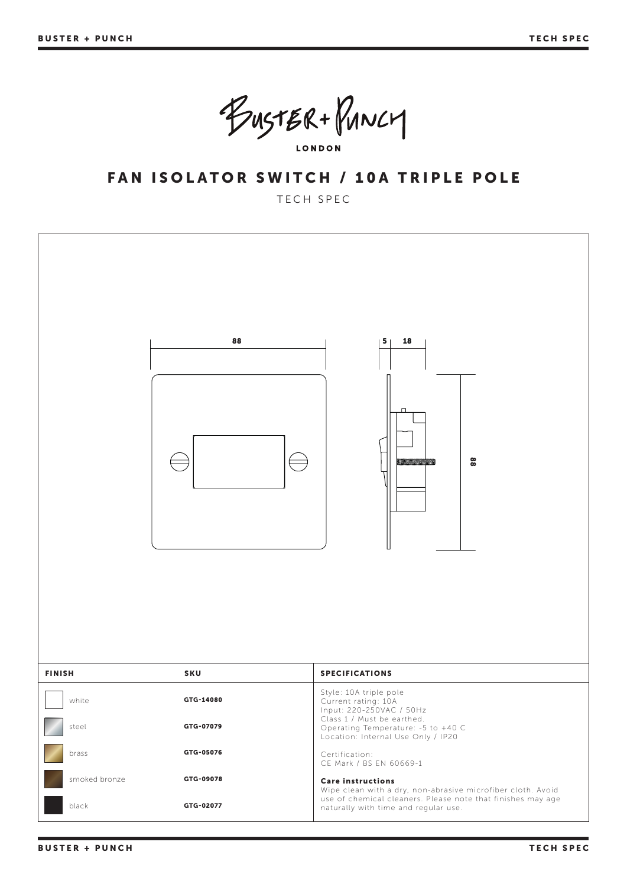BUSTER + PUNCH

LONDON

# FAN ISOLATOR SWITCH / 10A TRIPLE POLE

TECH SPEC

88

5 18

88

| FINISH | SKU | SPECIFICATIONS |
|---|---|---|
| white | GTG-14080 | Style: 10A triple pole<br>Current rating: 10A<br>Input: 220-250VAC / 50Hz<br>Class 1 / Must be earthed.<br>Operating Temperature: -5 to +40 C<br>Location: Internal Use Only / IP20 |
| steel | GTG-07079 | |
| brass | GTG-05076 | Certification:<br>CE Mark / BS EN 60669-1 |
| smoked bronze | GTG-09078 | **Care instructions**<br>Wipe clean with a dry, non-abrasive microfiber cloth. Avoid use of chemical cleaners. Please note that finishes may age naturally with time and regular use. |
| black | GTG-02077 | |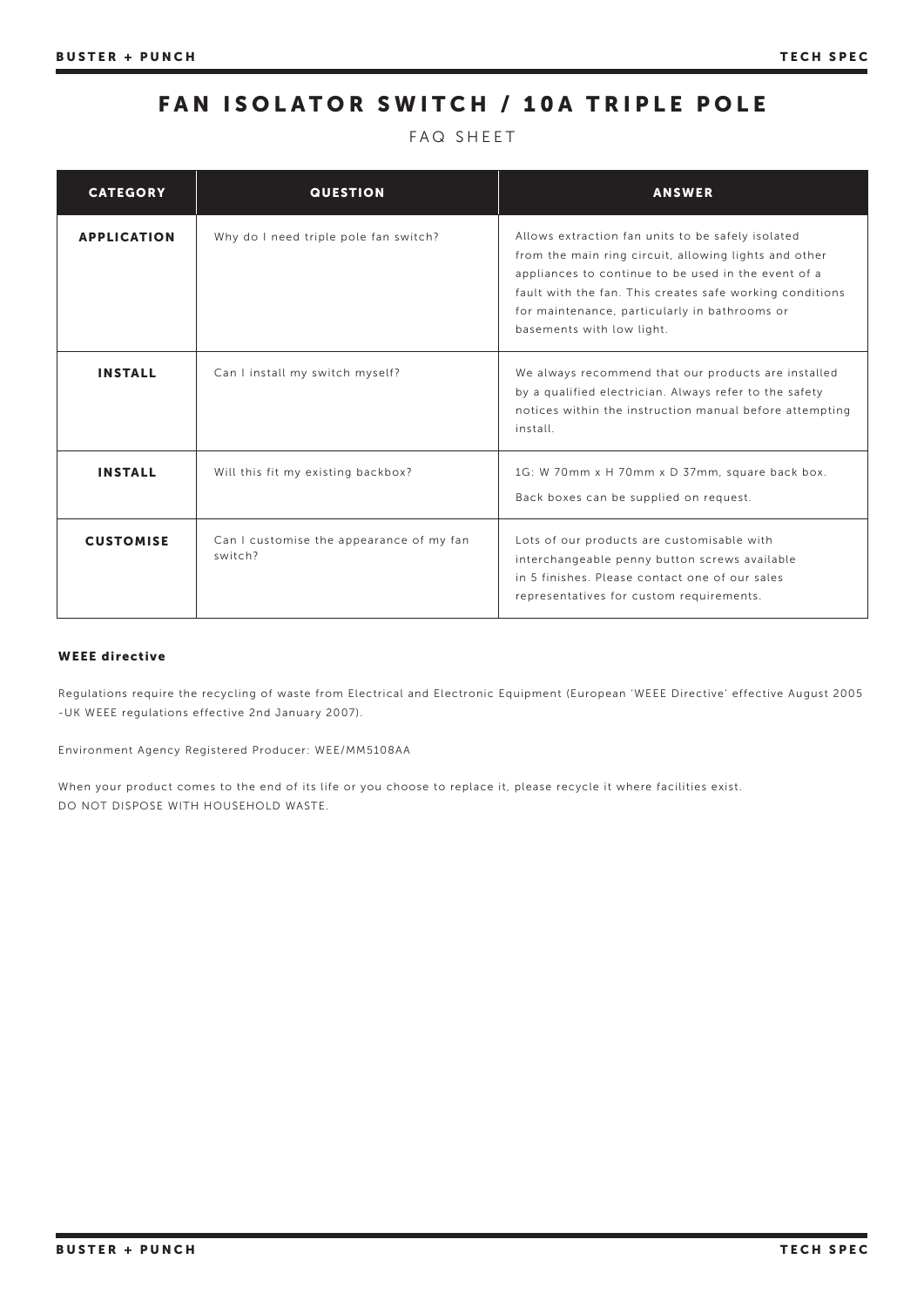# FAN ISOLATOR SWITCH / 10A TRIPLE POLE

FAQ SHEET

| CATEGORY | QUESTION | ANSWER |
|---|---|---|
| **APPLICATION** | Why do I need triple pole fan switch? | Allows extraction fan units to be safely isolated from the main ring circuit, allowing lights and other appliances to continue to be used in the event of a fault with the fan. This creates safe working conditions for maintenance, particularly in bathrooms or basements with low light. |
| **INSTALL** | Can I install my switch myself? | We always recommend that our products are installed by a qualified electrician. Always refer to the safety notices within the instruction manual before attempting install. |
| **INSTALL** | Will this fit my existing backbox? | 1G: W 70mm x H 70mm x D 37mm, square back box. Back boxes can be supplied on request. |
| **CUSTOMISE** | Can I customise the appearance of my fan switch? | Lots of our products are customisable with interchangeable penny button screws available in 5 finishes. Please contact one of our sales representatives for custom requirements. |

#### WEEE directive

Regulations require the recycling of waste from Electrical and Electronic Equipment (European 'WEEE Directive' effective August 2005 -UK WEEE regulations effective 2nd January 2007).

Environment Agency Registered Producer: WEE/MM5108AA

When your product comes to the end of its life or you choose to replace it, please recycle it where facilities exist.
DO NOT DISPOSE WITH HOUSEHOLD WASTE.